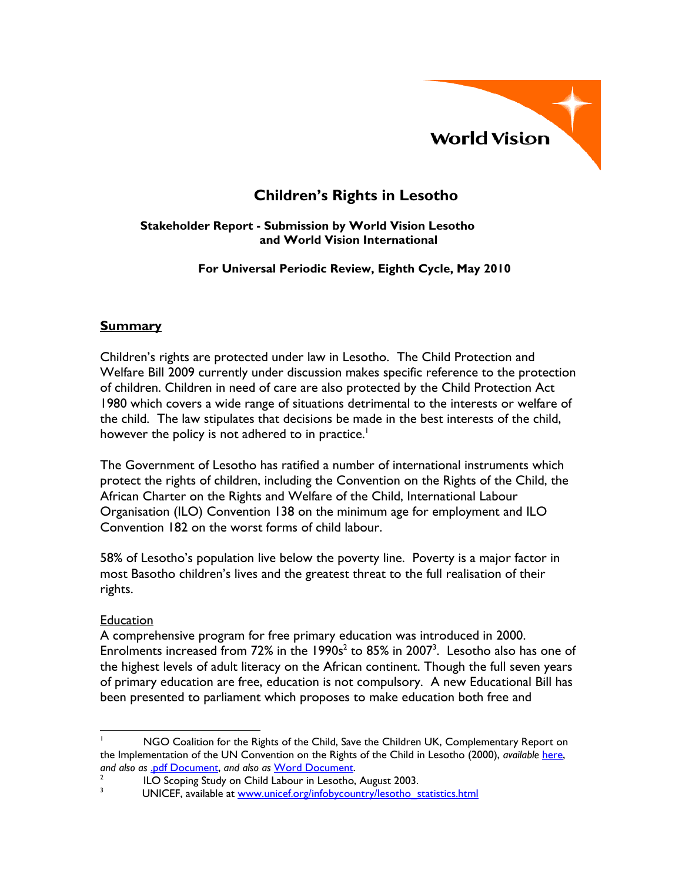# Children's Rights in Lesotho

**Stakeholder Report - Submission by World Vision Lesotho and World Vision International**

**For Universal Periodic Review, Eighth Cycle, May 2010**

## Summary

Children's rights are protected under law in Lesotho. The Child Protection and Welfare Bill 2009 currently under discussion makes specific reference to the protection of children. Children in need of care are also protected by the Child Protection Act 1980 which covers a wide range of situations detrimental to the interests or welfare of the child. The law stipulates that decisions be made in the best interests of the child, however the policy is not adhered to in practice.[1]

The Government of Lesotho has ratified a number of international instruments which protect the rights of children, including the Convention on the Rights of the Child, the African Charter on the Rights and Welfare of the Child, International Labour Organisation (ILO) Convention 138 on the minimum age for employment and ILO Convention 182 on the worst forms of child labour.

58% of Lesotho's population live below the poverty line. Poverty is a major factor in most Basotho children's lives and the greatest threat to the full realisation of their rights.

### Education

A comprehensive program for free primary education was introduced in 2000. Enrolments increased from 72% in the 1990s[2] to 85% in 2007[3]. Lesotho also has one of the highest levels of adult literacy on the African continent. Though the full seven years of primary education are free, education is not compulsory. A new Educational Bill has been presented to parliament which proposes to make education both free and

---

[1] NGO Coalition for the Rights of the Child, Save the Children UK, Complementary Report on the Implementation of the UN Convention on the Rights of the Child in Lesotho (2000), *available* here, *and also as* .pdf Document, *and also as* Word Document.

[2] ILO Scoping Study on Child Labour in Lesotho, August 2003.

[3] UNICEF, available at www.unicef.org/infobycountry/lesotho_statistics.html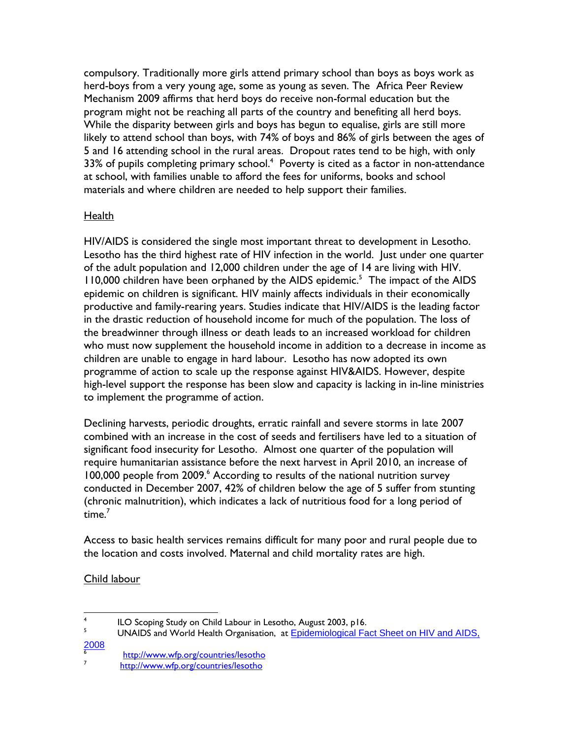compulsory. Traditionally more girls attend primary school than boys as boys work as herd-boys from a very young age, some as young as seven. The Africa Peer Review Mechanism 2009 affirms that herd boys do receive non-formal education but the program might not be reaching all parts of the country and benefiting all herd boys. While the disparity between girls and boys has begun to equalise, girls are still more likely to attend school than boys, with 74% of boys and 86% of girls between the ages of 5 and 16 attending school in the rural areas. Dropout rates tend to be high, with only 33% of pupils completing primary school.[4] Poverty is cited as a factor in non-attendance at school, with families unable to afford the fees for uniforms, books and school materials and where children are needed to help support their families.

Health

HIV/AIDS is considered the single most important threat to development in Lesotho. Lesotho has the third highest rate of HIV infection in the world. Just under one quarter of the adult population and 12,000 children under the age of 14 are living with HIV. 110,000 children have been orphaned by the AIDS epidemic.[5] The impact of the AIDS epidemic on children is significant. HIV mainly affects individuals in their economically productive and family-rearing years. Studies indicate that HIV/AIDS is the leading factor in the drastic reduction of household income for much of the population. The loss of the breadwinner through illness or death leads to an increased workload for children who must now supplement the household income in addition to a decrease in income as children are unable to engage in hard labour. Lesotho has now adopted its own programme of action to scale up the response against HIV&AIDS. However, despite high-level support the response has been slow and capacity is lacking in in-line ministries to implement the programme of action.

Declining harvests, periodic droughts, erratic rainfall and severe storms in late 2007 combined with an increase in the cost of seeds and fertilisers have led to a situation of significant food insecurity for Lesotho. Almost one quarter of the population will require humanitarian assistance before the next harvest in April 2010, an increase of 100,000 people from 2009.[6] According to results of the national nutrition survey conducted in December 2007, 42% of children below the age of 5 suffer from stunting (chronic malnutrition), which indicates a lack of nutritious food for a long period of time.[7]

Access to basic health services remains difficult for many poor and rural people due to the location and costs involved. Maternal and child mortality rates are high.

Child labour

---

[4] ILO Scoping Study on Child Labour in Lesotho, August 2003, p16.

[5] UNAIDS and World Health Organisation, at Epidemiological Fact Sheet on HIV and AIDS, 2008

[6] http://www.wfp.org/countries/lesotho

[7] http://www.wfp.org/countries/lesotho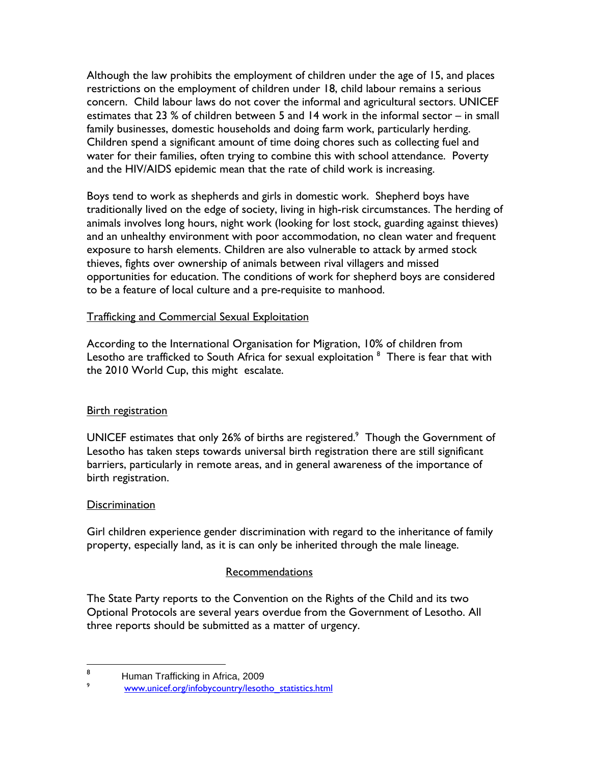Although the law prohibits the employment of children under the age of 15, and places restrictions on the employment of children under 18, child labour remains a serious concern. Child labour laws do not cover the informal and agricultural sectors. UNICEF estimates that 23 % of children between 5 and 14 work in the informal sector – in small family businesses, domestic households and doing farm work, particularly herding. Children spend a significant amount of time doing chores such as collecting fuel and water for their families, often trying to combine this with school attendance. Poverty and the HIV/AIDS epidemic mean that the rate of child work is increasing.

Boys tend to work as shepherds and girls in domestic work. Shepherd boys have traditionally lived on the edge of society, living in high-risk circumstances. The herding of animals involves long hours, night work (looking for lost stock, guarding against thieves) and an unhealthy environment with poor accommodation, no clean water and frequent exposure to harsh elements. Children are also vulnerable to attack by armed stock thieves, fights over ownership of animals between rival villagers and missed opportunities for education. The conditions of work for shepherd boys are considered to be a feature of local culture and a pre-requisite to manhood.

<u>Trafficking and Commercial Sexual Exploitation</u>

According to the International Organisation for Migration, 10% of children from Lesotho are trafficked to South Africa for sexual exploitation [8] There is fear that with the 2010 World Cup, this might escalate.

<u>Birth registration</u>

UNICEF estimates that only 26% of births are registered.[9] Though the Government of Lesotho has taken steps towards universal birth registration there are still significant barriers, particularly in remote areas, and in general awareness of the importance of birth registration.

<u>Discrimination</u>

Girl children experience gender discrimination with regard to the inheritance of family property, especially land, as it is can only be inherited through the male lineage.

## <u>Recommendations</u>

The State Party reports to the Convention on the Rights of the Child and its two Optional Protocols are several years overdue from the Government of Lesotho. All three reports should be submitted as a matter of urgency.

---

[8] Human Trafficking in Africa, 2009

[9] www.unicef.org/infobycountry/lesotho_statistics.html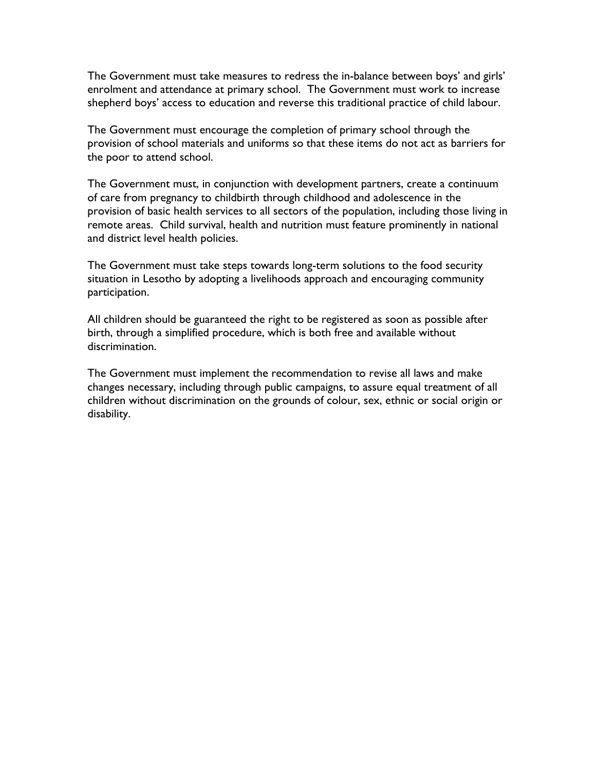The Government must take measures to redress the in-balance between boys' and girls' enrolment and attendance at primary school. The Government must work to increase shepherd boys' access to education and reverse this traditional practice of child labour.

The Government must encourage the completion of primary school through the provision of school materials and uniforms so that these items do not act as barriers for the poor to attend school.

The Government must, in conjunction with development partners, create a continuum of care from pregnancy to childbirth through childhood and adolescence in the provision of basic health services to all sectors of the population, including those living in remote areas. Child survival, health and nutrition must feature prominently in national and district level health policies.

The Government must take steps towards long-term solutions to the food security situation in Lesotho by adopting a livelihoods approach and encouraging community participation.

All children should be guaranteed the right to be registered as soon as possible after birth, through a simplified procedure, which is both free and available without discrimination.

The Government must implement the recommendation to revise all laws and make changes necessary, including through public campaigns, to assure equal treatment of all children without discrimination on the grounds of colour, sex, ethnic or social origin or disability.